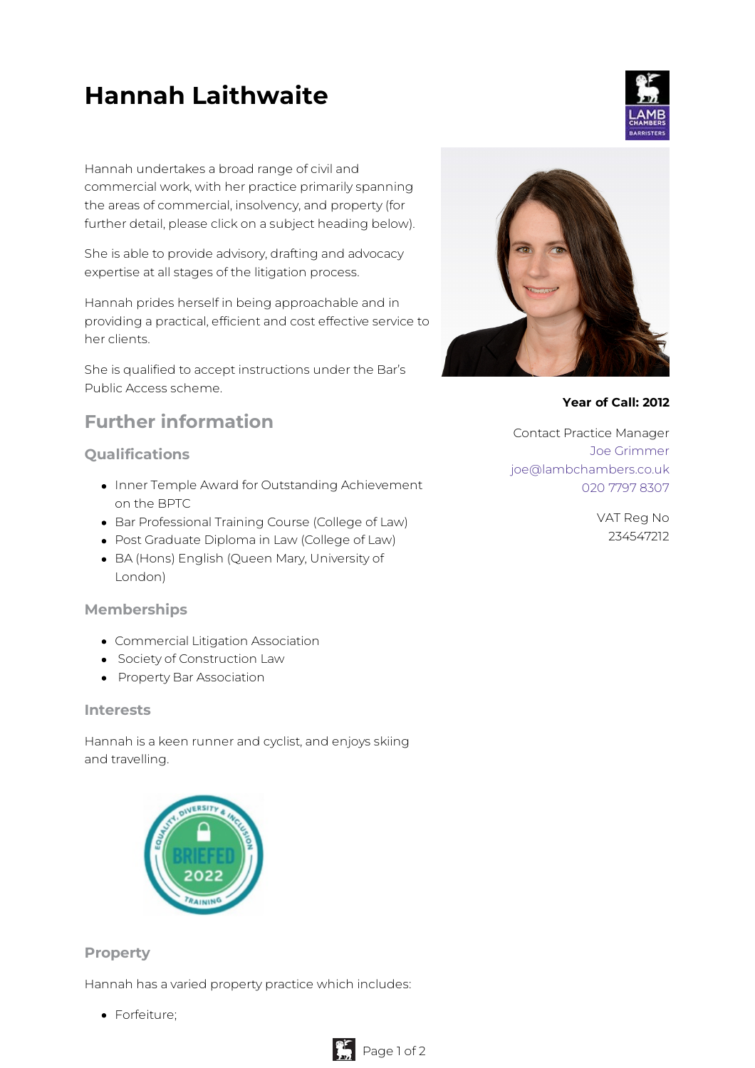# Hannah Laithwaite

Hannah undertakes a broad range of civil and commercial work, with her practice primarily spanning the areas of commercial, insolvency, and property (for further detail, please click on a subject heading below).

She is able to provide advisory, drafting and advocacy expertise at all stages of the litigation process.

Hannah prides herself in being approachable and in providing a practical, efficient and cost effective service to her clients.

She is qualified to accept instructions under the Bar's Public Access scheme.

**Year of Call: 2012**

Contact Practice Manager
Joe Grimmer
joe@lambchambers.co.uk
020 7797 8307

VAT Reg No
234547212

## Further information

### Qualifications

- Inner Temple Award for Outstanding Achievement on the BPTC
- Bar Professional Training Course (College of Law)
- Post Graduate Diploma in Law (College of Law)
- BA (Hons) English (Queen Mary, University of London)

### Memberships

- Commercial Litigation Association
- Society of Construction Law
- Property Bar Association

### Interests

Hannah is a keen runner and cyclist, and enjoys skiing and travelling.

### Property

Hannah has a varied property practice which includes:

- Forfeiture;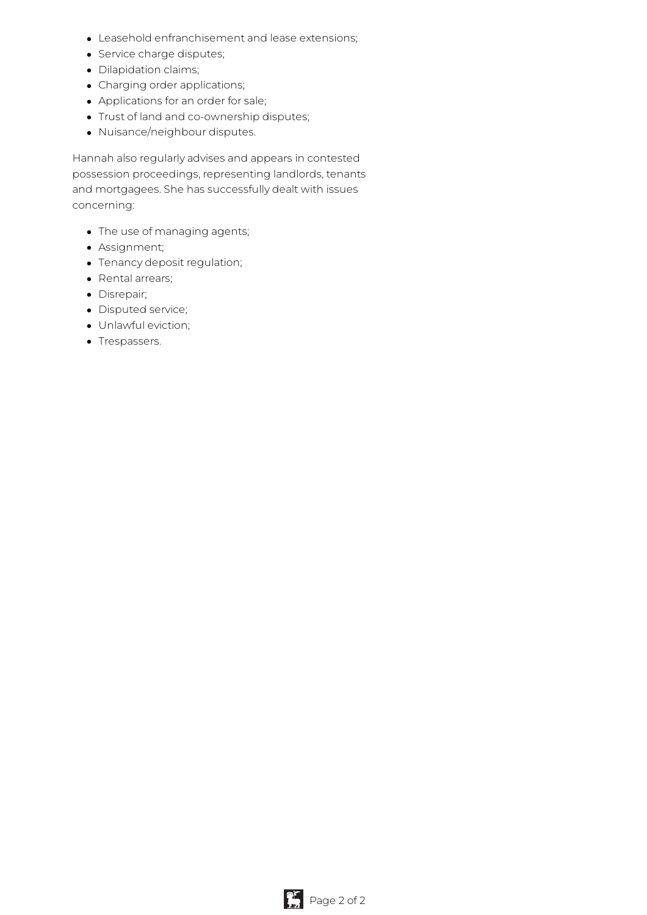- Leasehold enfranchisement and lease extensions;
- Service charge disputes;
- Dilapidation claims;
- Charging order applications;
- Applications for an order for sale;
- Trust of land and co-ownership disputes;
- Nuisance/neighbour disputes.

Hannah also regularly advises and appears in contested possession proceedings, representing landlords, tenants and mortgagees. She has successfully dealt with issues concerning:

- The use of managing agents;
- Assignment;
- Tenancy deposit regulation;
- Rental arrears;
- Disrepair;
- Disputed service;
- Unlawful eviction;
- Trespassers.